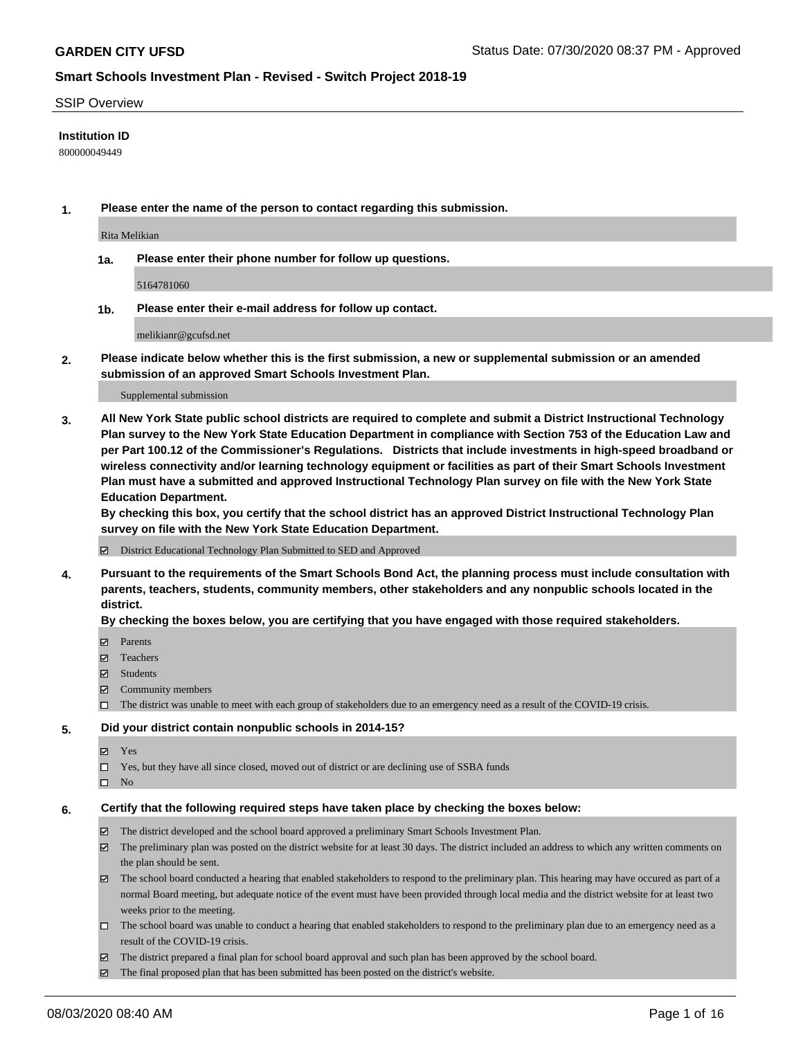**GARDEN CITY UFSD** Status Date: 07/30/2020 08:37 PM - Approved

## Smart Schools Investment Plan - Revised - Switch Project 2018-19

SSIP Overview

**Institution ID**

800000049449

**1. Please enter the name of the person to contact regarding this submission.**

Rita Melikian

**1a. Please enter their phone number for follow up questions.**

5164781060

**1b. Please enter their e-mail address for follow up contact.**

melikianr@gcufsd.net

**2. Please indicate below whether this is the first submission, a new or supplemental submission or an amended submission of an approved Smart Schools Investment Plan.**

Supplemental submission

**3. All New York State public school districts are required to complete and submit a District Instructional Technology Plan survey to the New York State Education Department in compliance with Section 753 of the Education Law and per Part 100.12 of the Commissioner's Regulations. Districts that include investments in high-speed broadband or wireless connectivity and/or learning technology equipment or facilities as part of their Smart Schools Investment Plan must have a submitted and approved Instructional Technology Plan survey on file with the New York State Education Department.**

**By checking this box, you certify that the school district has an approved District Instructional Technology Plan survey on file with the New York State Education Department.**

- ☑ District Educational Technology Plan Submitted to SED and Approved

**4. Pursuant to the requirements of the Smart Schools Bond Act, the planning process must include consultation with parents, teachers, students, community members, other stakeholders and any nonpublic schools located in the district.**

**By checking the boxes below, you are certifying that you have engaged with those required stakeholders.**

- ☑ Parents
- ☑ Teachers
- ☑ Students
- ☑ Community members
- ☐ The district was unable to meet with each group of stakeholders due to an emergency need as a result of the COVID-19 crisis.

**5. Did your district contain nonpublic schools in 2014-15?**

- ☑ Yes
- ☐ Yes, but they have all since closed, moved out of district or are declining use of SSBA funds
- ☐ No

**6. Certify that the following required steps have taken place by checking the boxes below:**

- ☑ The district developed and the school board approved a preliminary Smart Schools Investment Plan.
- ☑ The preliminary plan was posted on the district website for at least 30 days. The district included an address to which any written comments on the plan should be sent.
- ☑ The school board conducted a hearing that enabled stakeholders to respond to the preliminary plan. This hearing may have occured as part of a normal Board meeting, but adequate notice of the event must have been provided through local media and the district website for at least two weeks prior to the meeting.
- ☐ The school board was unable to conduct a hearing that enabled stakeholders to respond to the preliminary plan due to an emergency need as a result of the COVID-19 crisis.
- ☑ The district prepared a final plan for school board approval and such plan has been approved by the school board.
- ☑ The final proposed plan that has been submitted has been posted on the district's website.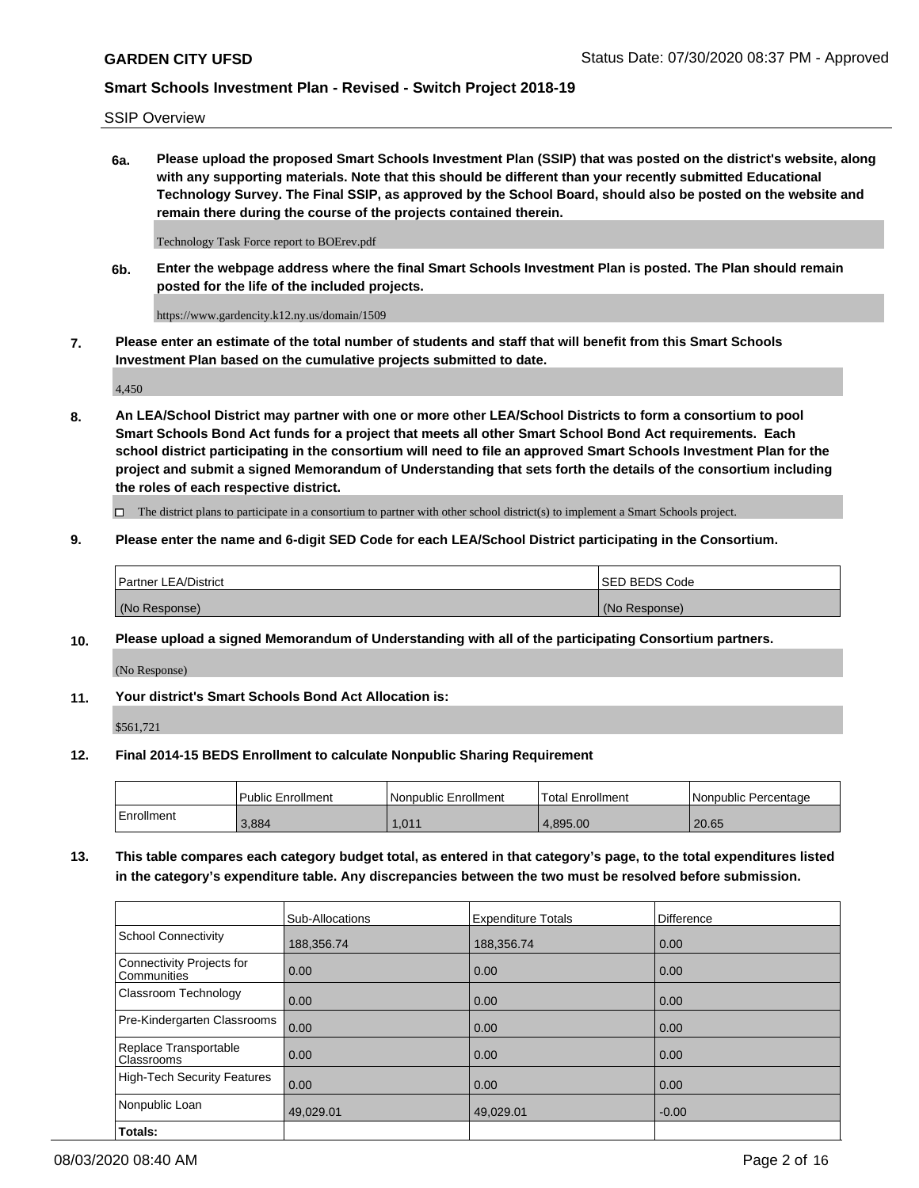SSIP Overview

**6a. Please upload the proposed Smart Schools Investment Plan (SSIP) that was posted on the district's website, along with any supporting materials. Note that this should be different than your recently submitted Educational Technology Survey. The Final SSIP, as approved by the School Board, should also be posted on the website and remain there during the course of the projects contained therein.**

Technology Task Force report to BOErev.pdf

**6b. Enter the webpage address where the final Smart Schools Investment Plan is posted. The Plan should remain posted for the life of the included projects.**

https://www.gardencity.k12.ny.us/domain/1509

**7. Please enter an estimate of the total number of students and staff that will benefit from this Smart Schools Investment Plan based on the cumulative projects submitted to date.**

4,450

**8. An LEA/School District may partner with one or more other LEA/School Districts to form a consortium to pool Smart Schools Bond Act funds for a project that meets all other Smart School Bond Act requirements. Each school district participating in the consortium will need to file an approved Smart Schools Investment Plan for the project and submit a signed Memorandum of Understanding that sets forth the details of the consortium including the roles of each respective district.**

☐ The district plans to participate in a consortium to partner with other school district(s) to implement a Smart Schools project.

**9. Please enter the name and 6-digit SED Code for each LEA/School District participating in the Consortium.**

| Partner LEA/District | SED BEDS Code |
|---|---|
| (No Response) | (No Response) |

**10. Please upload a signed Memorandum of Understanding with all of the participating Consortium partners.**

(No Response)

**11. Your district's Smart Schools Bond Act Allocation is:**

$561,721

**12. Final 2014-15 BEDS Enrollment to calculate Nonpublic Sharing Requirement**

| | Public Enrollment | Nonpublic Enrollment | Total Enrollment | Nonpublic Percentage |
|---|---|---|---|---|
| Enrollment | 3,884 | 1,011 | 4,895.00 | 20.65 |

**13. This table compares each category budget total, as entered in that category's page, to the total expenditures listed in the category's expenditure table. Any discrepancies between the two must be resolved before submission.**

| | Sub-Allocations | Expenditure Totals | Difference |
|---|---|---|---|
| School Connectivity | 188,356.74 | 188,356.74 | 0.00 |
| Connectivity Projects for Communities | 0.00 | 0.00 | 0.00 |
| Classroom Technology | 0.00 | 0.00 | 0.00 |
| Pre-Kindergarten Classrooms | 0.00 | 0.00 | 0.00 |
| Replace Transportable Classrooms | 0.00 | 0.00 | 0.00 |
| High-Tech Security Features | 0.00 | 0.00 | 0.00 |
| Nonpublic Loan | 49,029.01 | 49,029.01 | -0.00 |
| **Totals:** | | | |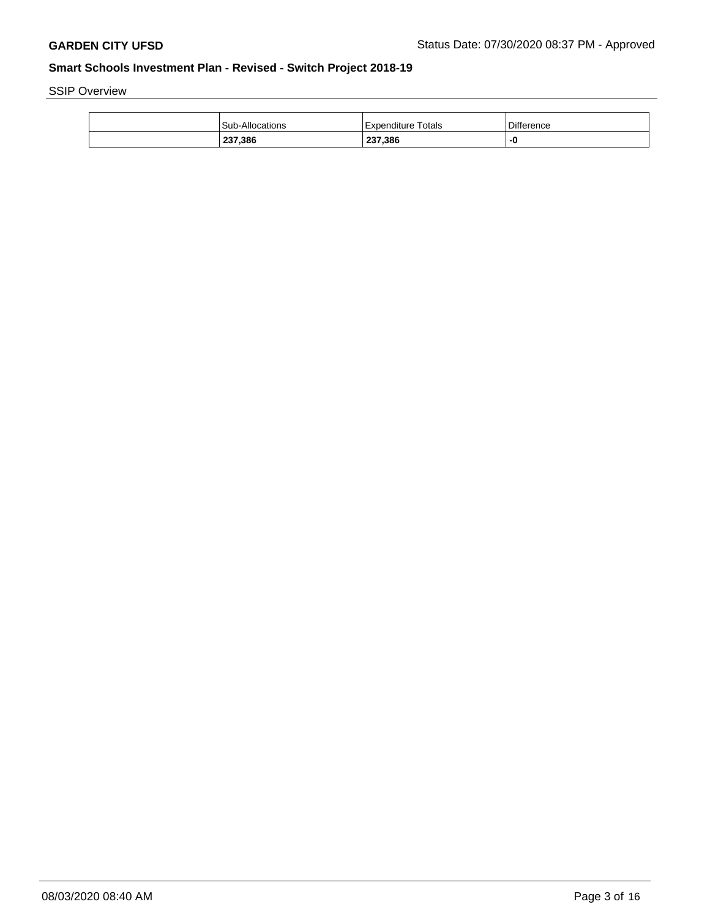## SSIP Overview

| | Sub-Allocations | Expenditure Totals | Difference |
|---|---|---|---|
| | **237,386** | **237,386** | **-0** |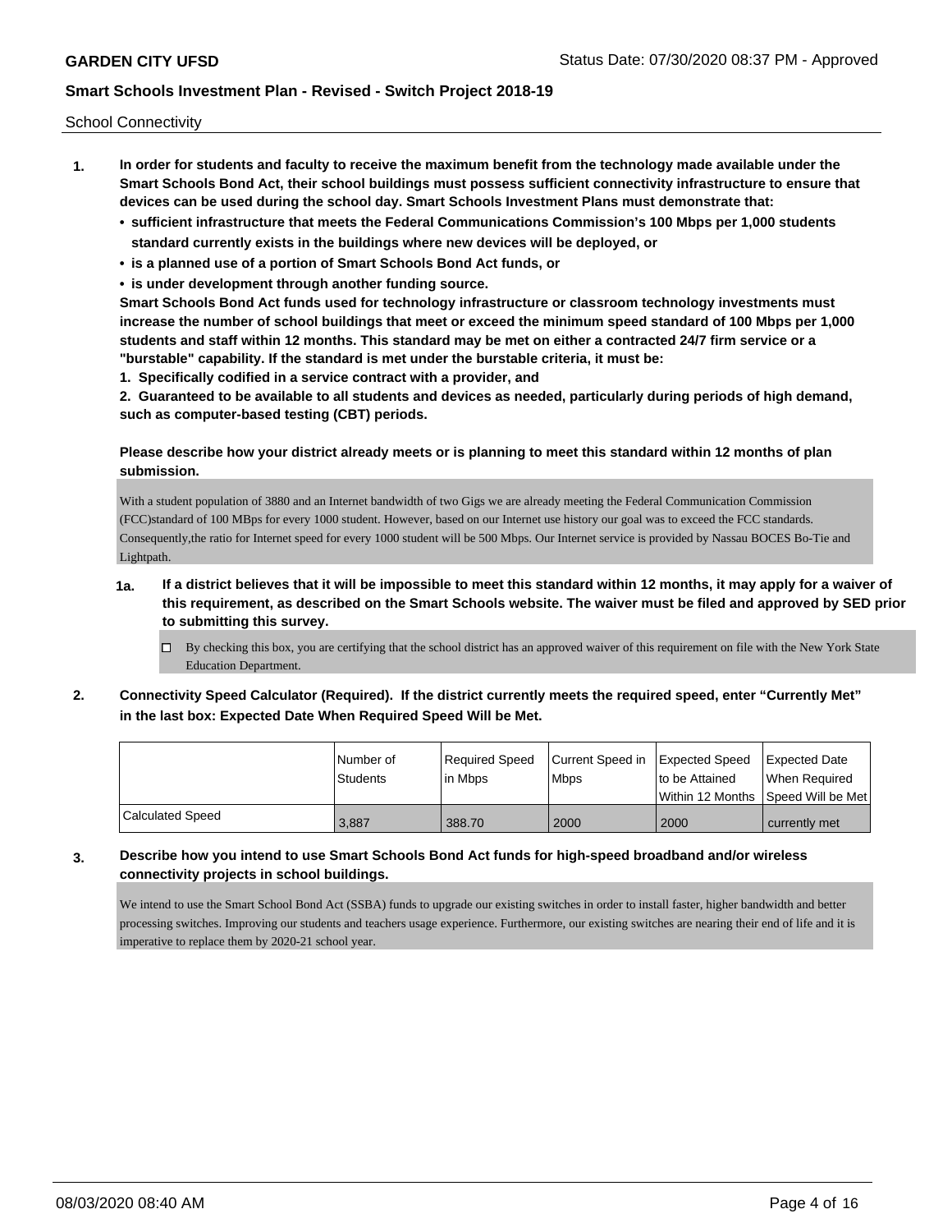School Connectivity

1. **In order for students and faculty to receive the maximum benefit from the technology made available under the Smart Schools Bond Act, their school buildings must possess sufficient connectivity infrastructure to ensure that devices can be used during the school day. Smart Schools Investment Plans must demonstrate that:**
   - **sufficient infrastructure that meets the Federal Communications Commission's 100 Mbps per 1,000 students standard currently exists in the buildings where new devices will be deployed, or**
   - **is a planned use of a portion of Smart Schools Bond Act funds, or**
   - **is under development through another funding source.**

   **Smart Schools Bond Act funds used for technology infrastructure or classroom technology investments must increase the number of school buildings that meet or exceed the minimum speed standard of 100 Mbps per 1,000 students and staff within 12 months. This standard may be met on either a contracted 24/7 firm service or a "burstable" capability. If the standard is met under the burstable criteria, it must be:**

   **1. Specifically codified in a service contract with a provider, and**

   **2. Guaranteed to be available to all students and devices as needed, particularly during periods of high demand, such as computer-based testing (CBT) periods.**

   **Please describe how your district already meets or is planning to meet this standard within 12 months of plan submission.**

   With a student population of 3880 and an Internet bandwidth of two Gigs we are already meeting the Federal Communication Commission (FCC)standard of 100 MBps for every 1000 student. However, based on our Internet use history our goal was to exceed the FCC standards. Consequently,the ratio for Internet speed for every 1000 student will be 500 Mbps. Our Internet service is provided by Nassau BOCES Bo-Tie and Lightpath.

   **1a. If a district believes that it will be impossible to meet this standard within 12 months, it may apply for a waiver of this requirement, as described on the Smart Schools website. The waiver must be filed and approved by SED prior to submitting this survey.**

   ☐ By checking this box, you are certifying that the school district has an approved waiver of this requirement on file with the New York State Education Department.

2. **Connectivity Speed Calculator (Required). If the district currently meets the required speed, enter "Currently Met" in the last box: Expected Date When Required Speed Will be Met.**

| | Number of Students | Required Speed in Mbps | Current Speed in Mbps | Expected Speed to be Attained Within 12 Months | Expected Date When Required Speed Will be Met |
|---|---|---|---|---|---|
| Calculated Speed | 3,887 | 388.70 | 2000 | 2000 | currently met |

3. **Describe how you intend to use Smart Schools Bond Act funds for high-speed broadband and/or wireless connectivity projects in school buildings.**

   We intend to use the Smart School Bond Act (SSBA) funds to upgrade our existing switches in order to install faster, higher bandwidth and better processing switches. Improving our students and teachers usage experience. Furthermore, our existing switches are nearing their end of life and it is imperative to replace them by 2020-21 school year.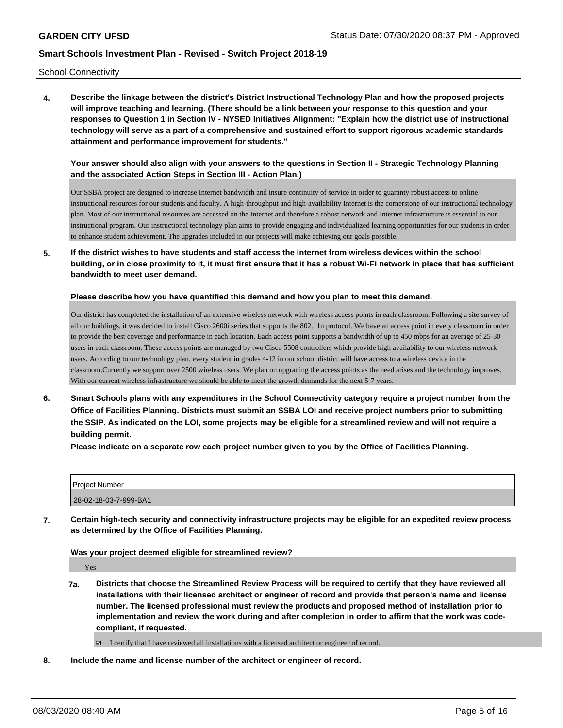School Connectivity

**4. Describe the linkage between the district's District Instructional Technology Plan and how the proposed projects will improve teaching and learning. (There should be a link between your response to this question and your responses to Question 1 in Section IV - NYSED Initiatives Alignment: "Explain how the district use of instructional technology will serve as a part of a comprehensive and sustained effort to support rigorous academic standards attainment and performance improvement for students."**

**Your answer should also align with your answers to the questions in Section II - Strategic Technology Planning and the associated Action Steps in Section III - Action Plan.)**

Our SSBA project are designed to increase Internet bandwidth and insure continuity of service in order to guaranty robust access to online instructional resources for our students and faculty. A high-throughput and high-availability Internet is the cornerstone of our instructional technology plan. Most of our instructional resources are accessed on the Internet and therefore a robust network and Internet infrastructure is essential to our instructional program. Our instructional technology plan aims to provide engaging and individualized learning opportunities for our students in order to enhance student achievement. The upgrades included in our projects will make achieving our goals possible.

**5. If the district wishes to have students and staff access the Internet from wireless devices within the school building, or in close proximity to it, it must first ensure that it has a robust Wi-Fi network in place that has sufficient bandwidth to meet user demand.**

**Please describe how you have quantified this demand and how you plan to meet this demand.**

Our district has completed the installation of an extensive wireless network with wireless access points in each classroom. Following a site survey of all our buildings, it was decided to install Cisco 2600i series that supports the 802.11n protocol. We have an access point in every classroom in order to provide the best coverage and performance in each location. Each access point supports a bandwidth of up to 450 mbps for an average of 25-30 users in each classroom. These access points are managed by two Cisco 5508 controllers which provide high availability to our wireless network users. According to our technology plan, every student in grades 4-12 in our school district will have access to a wireless device in the classroom.Currently we support over 2500 wireless users. We plan on upgrading the access points as the need arises and the technology improves. With our current wireless infrastructure we should be able to meet the growth demands for the next 5-7 years.

**6. Smart Schools plans with any expenditures in the School Connectivity category require a project number from the Office of Facilities Planning. Districts must submit an SSBA LOI and receive project numbers prior to submitting the SSIP. As indicated on the LOI, some projects may be eligible for a streamlined review and will not require a building permit.**

**Please indicate on a separate row each project number given to you by the Office of Facilities Planning.**

| Project Number |
| --- |
| 28-02-18-03-7-999-BA1 |

**7. Certain high-tech security and connectivity infrastructure projects may be eligible for an expedited review process as determined by the Office of Facilities Planning.**

**Was your project deemed eligible for streamlined review?**

Yes

**7a. Districts that choose the Streamlined Review Process will be required to certify that they have reviewed all installations with their licensed architect or engineer of record and provide that person's name and license number. The licensed professional must review the products and proposed method of installation prior to implementation and review the work during and after completion in order to affirm that the work was code-compliant, if requested.**

☑ I certify that I have reviewed all installations with a licensed architect or engineer of record.

**8. Include the name and license number of the architect or engineer of record.**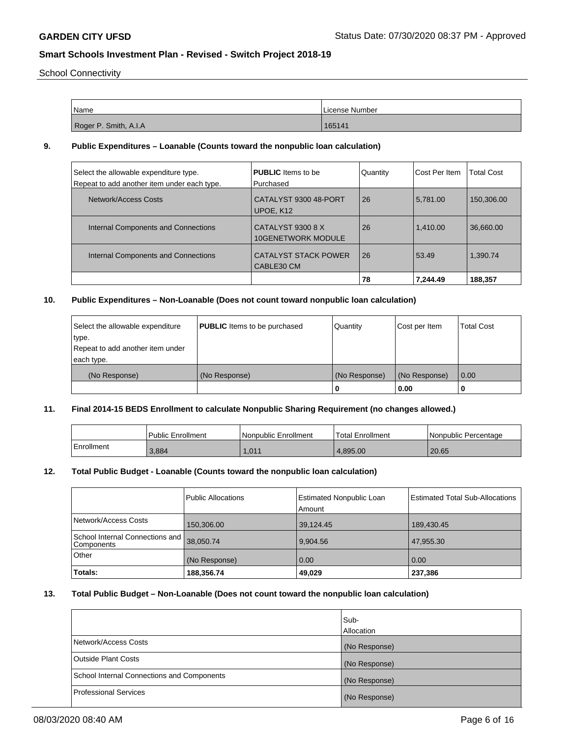School Connectivity

| Name | License Number |
|---|---|
| Roger P. Smith, A.I.A | 165141 |

**9. Public Expenditures – Loanable (Counts toward the nonpublic loan calculation)**

| Select the allowable expenditure type. Repeat to add another item under each type. | **PUBLIC** Items to be Purchased | Quantity | Cost Per Item | Total Cost |
|---|---|---|---|---|
| Network/Access Costs | CATALYST 9300 48-PORT UPOE, K12 | 26 | 5,781.00 | 150,306.00 |
| Internal Components and Connections | CATALYST 9300 8 X 10GENETWORK MODULE | 26 | 1,410.00 | 36,660.00 |
| Internal Components and Connections | CATALYST STACK POWER CABLE30 CM | 26 | 53.49 | 1,390.74 |
| | | **78** | **7,244.49** | **188,357** |

**10. Public Expenditures – Non-Loanable (Does not count toward nonpublic loan calculation)**

| Select the allowable expenditure type. Repeat to add another item under each type. | **PUBLIC** Items to be purchased | Quantity | Cost per Item | Total Cost |
|---|---|---|---|---|
| (No Response) | (No Response) | (No Response) | (No Response) | 0.00 |
| | | **0** | **0.00** | **0** |

**11. Final 2014-15 BEDS Enrollment to calculate Nonpublic Sharing Requirement (no changes allowed.)**

| | Public Enrollment | Nonpublic Enrollment | Total Enrollment | Nonpublic Percentage |
|---|---|---|---|---|
| Enrollment | 3,884 | 1,011 | 4,895.00 | 20.65 |

**12. Total Public Budget - Loanable (Counts toward the nonpublic loan calculation)**

| | Public Allocations | Estimated Nonpublic Loan Amount | Estimated Total Sub-Allocations |
|---|---|---|---|
| Network/Access Costs | 150,306.00 | 39,124.45 | 189,430.45 |
| School Internal Connections and Components | 38,050.74 | 9,904.56 | 47,955.30 |
| Other | (No Response) | 0.00 | 0.00 |
| **Totals:** | **188,356.74** | **49,029** | **237,386** |

**13. Total Public Budget – Non-Loanable (Does not count toward the nonpublic loan calculation)**

| | Sub-Allocation |
|---|---|
| Network/Access Costs | (No Response) |
| Outside Plant Costs | (No Response) |
| School Internal Connections and Components | (No Response) |
| Professional Services | (No Response) |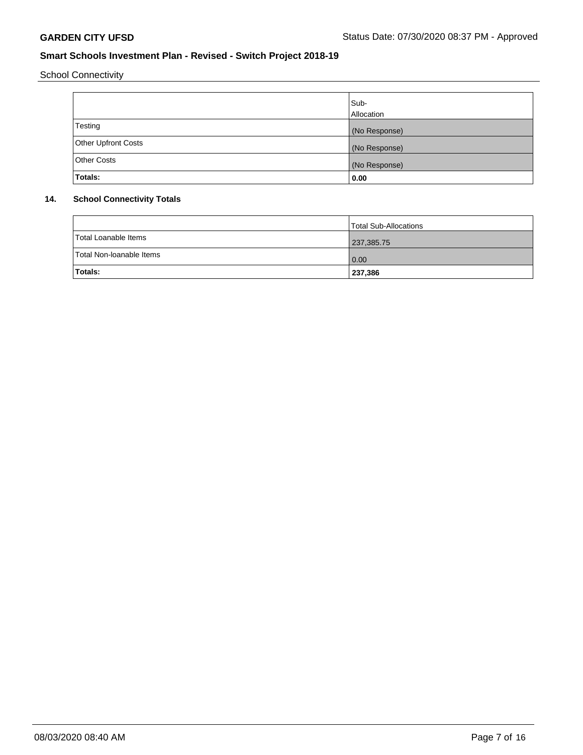**GARDEN CITY UFSD** Status Date: 07/30/2020 08:37 PM - Approved

**Smart Schools Investment Plan - Revised - Switch Project 2018-19**

School Connectivity

| | Sub-Allocation |
|---|---|
| Testing | (No Response) |
| Other Upfront Costs | (No Response) |
| Other Costs | (No Response) |
| **Totals:** | **0.00** |

## 14. School Connectivity Totals

| | Total Sub-Allocations |
|---|---|
| Total Loanable Items | 237,385.75 |
| Total Non-loanable Items | 0.00 |
| **Totals:** | **237,386** |

08/03/2020 08:40 AM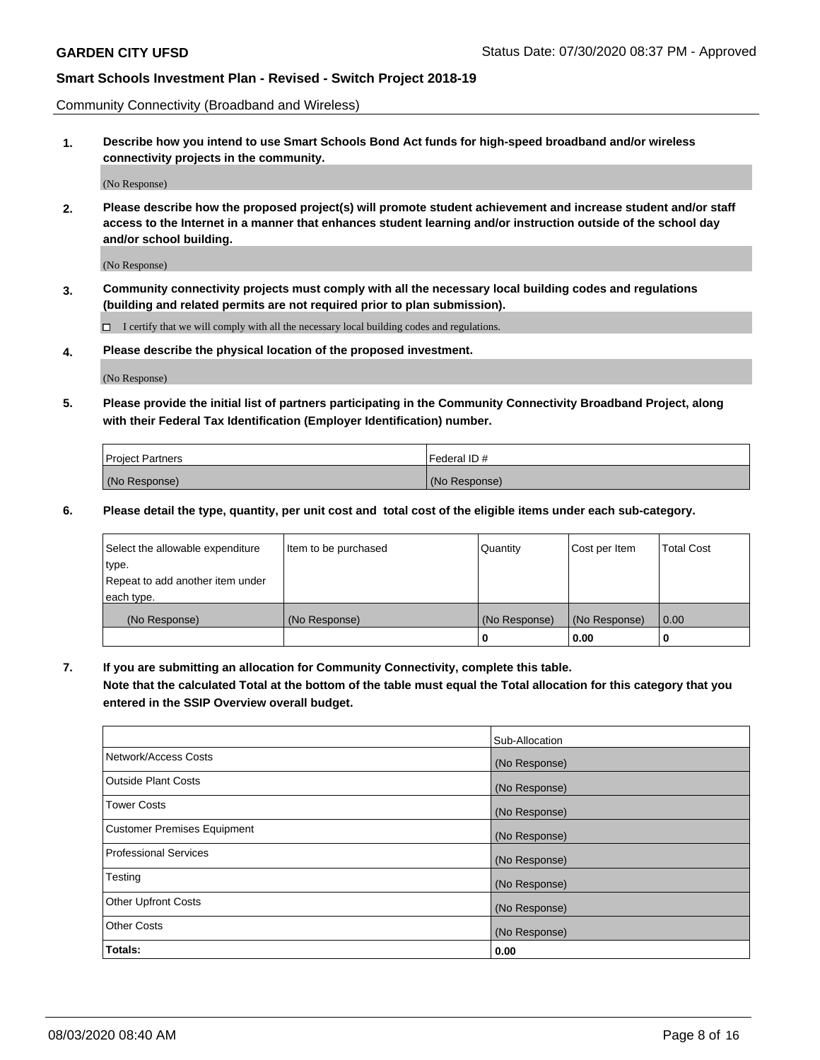Community Connectivity (Broadband and Wireless)

**1. Describe how you intend to use Smart Schools Bond Act funds for high-speed broadband and/or wireless connectivity projects in the community.**

(No Response)

**2. Please describe how the proposed project(s) will promote student achievement and increase student and/or staff access to the Internet in a manner that enhances student learning and/or instruction outside of the school day and/or school building.**

(No Response)

**3. Community connectivity projects must comply with all the necessary local building codes and regulations (building and related permits are not required prior to plan submission).**

☐ I certify that we will comply with all the necessary local building codes and regulations.

**4. Please describe the physical location of the proposed investment.**

(No Response)

**5. Please provide the initial list of partners participating in the Community Connectivity Broadband Project, along with their Federal Tax Identification (Employer Identification) number.**

| Project Partners | Federal ID # |
| --- | --- |
| (No Response) | (No Response) |

**6. Please detail the type, quantity, per unit cost and total cost of the eligible items under each sub-category.**

| Select the allowable expenditure type. Repeat to add another item under each type. | Item to be purchased | Quantity | Cost per Item | Total Cost |
| --- | --- | --- | --- | --- |
| (No Response) | (No Response) | (No Response) | (No Response) | 0.00 |
| | | **0** | **0.00** | **0** |

**7. If you are submitting an allocation for Community Connectivity, complete this table. Note that the calculated Total at the bottom of the table must equal the Total allocation for this category that you entered in the SSIP Overview overall budget.**

| | Sub-Allocation |
| --- | --- |
| Network/Access Costs | (No Response) |
| Outside Plant Costs | (No Response) |
| Tower Costs | (No Response) |
| Customer Premises Equipment | (No Response) |
| Professional Services | (No Response) |
| Testing | (No Response) |
| Other Upfront Costs | (No Response) |
| Other Costs | (No Response) |
| **Totals:** | **0.00** |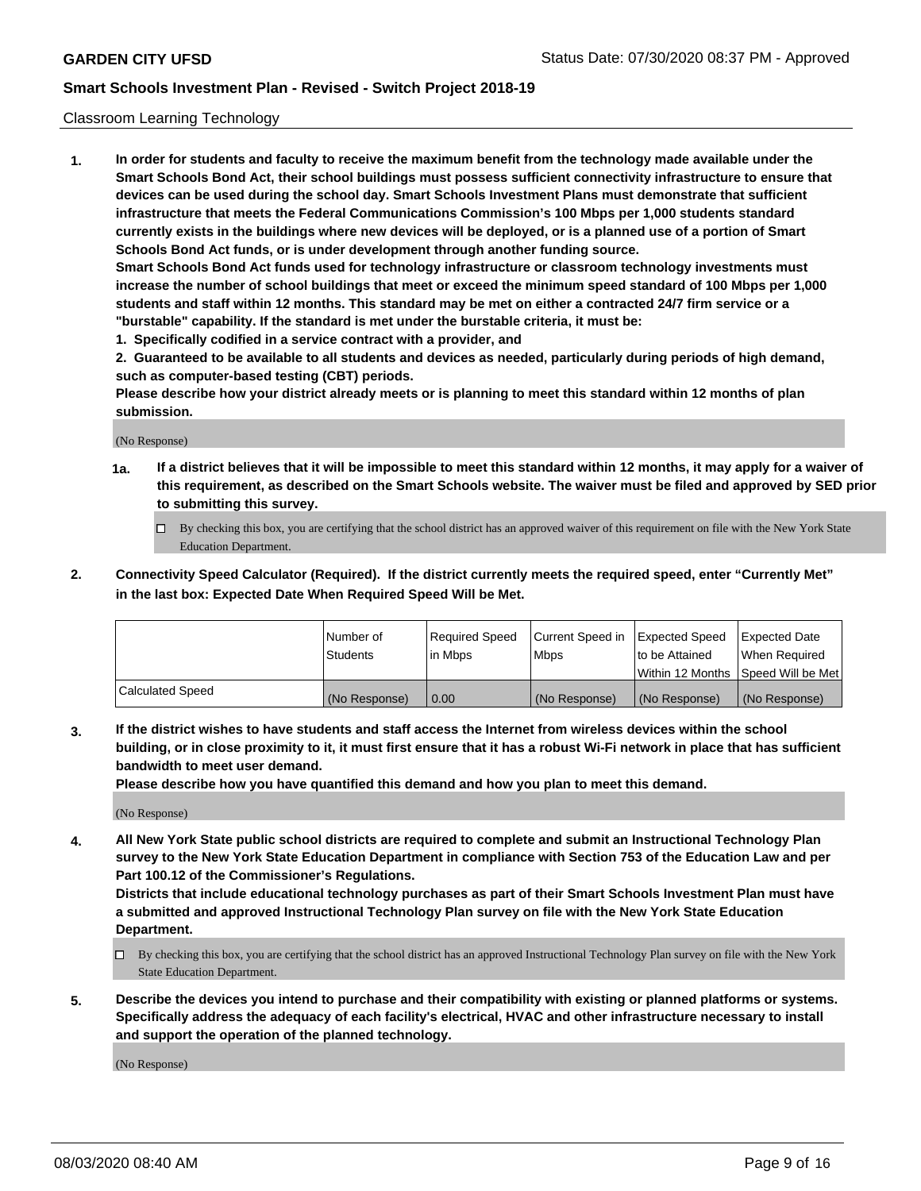Classroom Learning Technology

1. **In order for students and faculty to receive the maximum benefit from the technology made available under the Smart Schools Bond Act, their school buildings must possess sufficient connectivity infrastructure to ensure that devices can be used during the school day. Smart Schools Investment Plans must demonstrate that sufficient infrastructure that meets the Federal Communications Commission's 100 Mbps per 1,000 students standard currently exists in the buildings where new devices will be deployed, or is a planned use of a portion of Smart Schools Bond Act funds, or is under development through another funding source.**

   **Smart Schools Bond Act funds used for technology infrastructure or classroom technology investments must increase the number of school buildings that meet or exceed the minimum speed standard of 100 Mbps per 1,000 students and staff within 12 months. This standard may be met on either a contracted 24/7 firm service or a "burstable" capability. If the standard is met under the burstable criteria, it must be:**

   **1. Specifically codified in a service contract with a provider, and**

   **2. Guaranteed to be available to all students and devices as needed, particularly during periods of high demand, such as computer-based testing (CBT) periods.**

   **Please describe how your district already meets or is planning to meet this standard within 12 months of plan submission.**

   (No Response)

   **1a. If a district believes that it will be impossible to meet this standard within 12 months, it may apply for a waiver of this requirement, as described on the Smart Schools website. The waiver must be filed and approved by SED prior to submitting this survey.**

   ☐ By checking this box, you are certifying that the school district has an approved waiver of this requirement on file with the New York State Education Department.

2. **Connectivity Speed Calculator (Required). If the district currently meets the required speed, enter "Currently Met" in the last box: Expected Date When Required Speed Will be Met.**

| | Number of Students | Required Speed in Mbps | Current Speed in Mbps | Expected Speed to be Attained Within 12 Months | Expected Date When Required Speed Will be Met |
|---|---|---|---|---|---|
| Calculated Speed | (No Response) | 0.00 | (No Response) | (No Response) | (No Response) |

3. **If the district wishes to have students and staff access the Internet from wireless devices within the school building, or in close proximity to it, it must first ensure that it has a robust Wi-Fi network in place that has sufficient bandwidth to meet user demand.**

   **Please describe how you have quantified this demand and how you plan to meet this demand.**

   (No Response)

4. **All New York State public school districts are required to complete and submit an Instructional Technology Plan survey to the New York State Education Department in compliance with Section 753 of the Education Law and per Part 100.12 of the Commissioner's Regulations.**

   **Districts that include educational technology purchases as part of their Smart Schools Investment Plan must have a submitted and approved Instructional Technology Plan survey on file with the New York State Education Department.**

   ☐ By checking this box, you are certifying that the school district has an approved Instructional Technology Plan survey on file with the New York State Education Department.

5. **Describe the devices you intend to purchase and their compatibility with existing or planned platforms or systems. Specifically address the adequacy of each facility's electrical, HVAC and other infrastructure necessary to install and support the operation of the planned technology.**

   (No Response)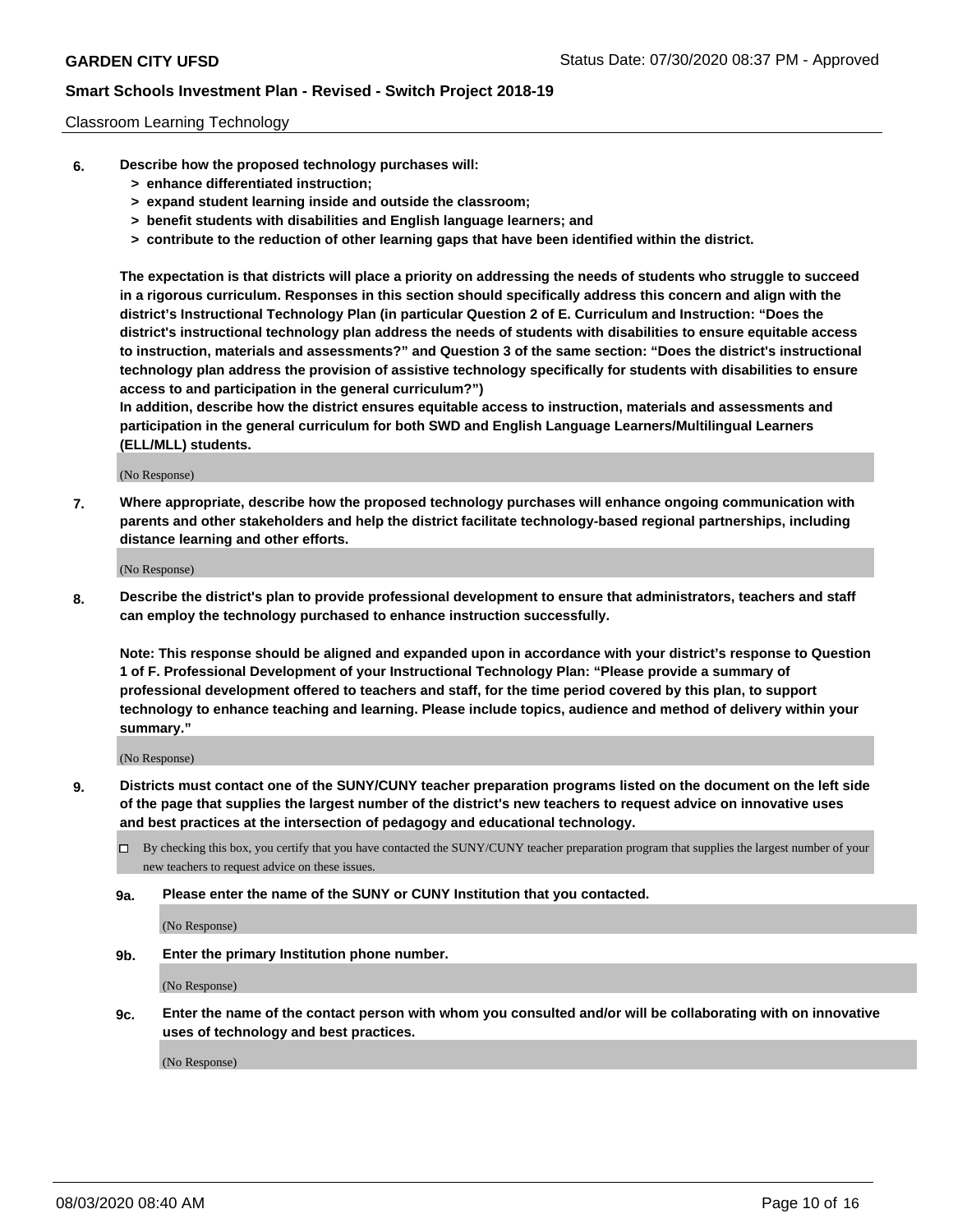Classroom Learning Technology

**6. Describe how the proposed technology purchases will:**
- **> enhance differentiated instruction;**
- **> expand student learning inside and outside the classroom;**
- **> benefit students with disabilities and English language learners; and**
- **> contribute to the reduction of other learning gaps that have been identified within the district.**

**The expectation is that districts will place a priority on addressing the needs of students who struggle to succeed in a rigorous curriculum. Responses in this section should specifically address this concern and align with the district's Instructional Technology Plan (in particular Question 2 of E. Curriculum and Instruction: "Does the district's instructional technology plan address the needs of students with disabilities to ensure equitable access to instruction, materials and assessments?" and Question 3 of the same section: "Does the district's instructional technology plan address the provision of assistive technology specifically for students with disabilities to ensure access to and participation in the general curriculum?")**

**In addition, describe how the district ensures equitable access to instruction, materials and assessments and participation in the general curriculum for both SWD and English Language Learners/Multilingual Learners (ELL/MLL) students.**

(No Response)

**7. Where appropriate, describe how the proposed technology purchases will enhance ongoing communication with parents and other stakeholders and help the district facilitate technology-based regional partnerships, including distance learning and other efforts.**

(No Response)

**8. Describe the district's plan to provide professional development to ensure that administrators, teachers and staff can employ the technology purchased to enhance instruction successfully.**

**Note: This response should be aligned and expanded upon in accordance with your district's response to Question 1 of F. Professional Development of your Instructional Technology Plan: "Please provide a summary of professional development offered to teachers and staff, for the time period covered by this plan, to support technology to enhance teaching and learning. Please include topics, audience and method of delivery within your summary."**

(No Response)

**9. Districts must contact one of the SUNY/CUNY teacher preparation programs listed on the document on the left side of the page that supplies the largest number of the district's new teachers to request advice on innovative uses and best practices at the intersection of pedagogy and educational technology.**

☐ By checking this box, you certify that you have contacted the SUNY/CUNY teacher preparation program that supplies the largest number of your new teachers to request advice on these issues.

**9a. Please enter the name of the SUNY or CUNY Institution that you contacted.**

(No Response)

**9b. Enter the primary Institution phone number.**

(No Response)

**9c. Enter the name of the contact person with whom you consulted and/or will be collaborating with on innovative uses of technology and best practices.**

(No Response)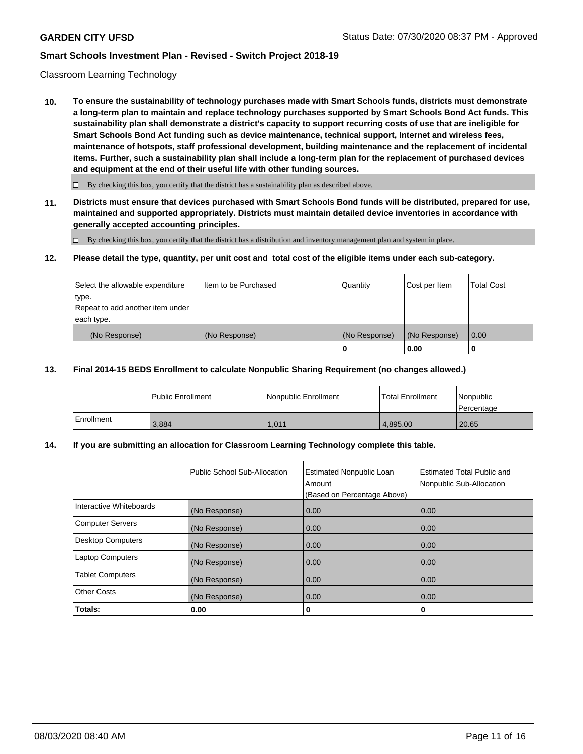Classroom Learning Technology

**10. To ensure the sustainability of technology purchases made with Smart Schools funds, districts must demonstrate a long-term plan to maintain and replace technology purchases supported by Smart Schools Bond Act funds. This sustainability plan shall demonstrate a district's capacity to support recurring costs of use that are ineligible for Smart Schools Bond Act funding such as device maintenance, technical support, Internet and wireless fees, maintenance of hotspots, staff professional development, building maintenance and the replacement of incidental items. Further, such a sustainability plan shall include a long-term plan for the replacement of purchased devices and equipment at the end of their useful life with other funding sources.**

☐ By checking this box, you certify that the district has a sustainability plan as described above.

**11. Districts must ensure that devices purchased with Smart Schools Bond funds will be distributed, prepared for use, maintained and supported appropriately. Districts must maintain detailed device inventories in accordance with generally accepted accounting principles.**

☐ By checking this box, you certify that the district has a distribution and inventory management plan and system in place.

**12. Please detail the type, quantity, per unit cost and total cost of the eligible items under each sub-category.**

| Select the allowable expenditure type. Repeat to add another item under each type. | Item to be Purchased | Quantity | Cost per Item | Total Cost |
|---|---|---|---|---|
| (No Response) | (No Response) | (No Response) | (No Response) | 0.00 |
| | | **0** | **0.00** | **0** |

**13. Final 2014-15 BEDS Enrollment to calculate Nonpublic Sharing Requirement (no changes allowed.)**

| | Public Enrollment | Nonpublic Enrollment | Total Enrollment | Nonpublic Percentage |
|---|---|---|---|---|
| Enrollment | 3,884 | 1,011 | 4,895.00 | 20.65 |

**14. If you are submitting an allocation for Classroom Learning Technology complete this table.**

| | Public School Sub-Allocation | Estimated Nonpublic Loan Amount (Based on Percentage Above) | Estimated Total Public and Nonpublic Sub-Allocation |
|---|---|---|---|
| Interactive Whiteboards | (No Response) | 0.00 | 0.00 |
| Computer Servers | (No Response) | 0.00 | 0.00 |
| Desktop Computers | (No Response) | 0.00 | 0.00 |
| Laptop Computers | (No Response) | 0.00 | 0.00 |
| Tablet Computers | (No Response) | 0.00 | 0.00 |
| Other Costs | (No Response) | 0.00 | 0.00 |
| **Totals:** | **0.00** | **0** | **0** |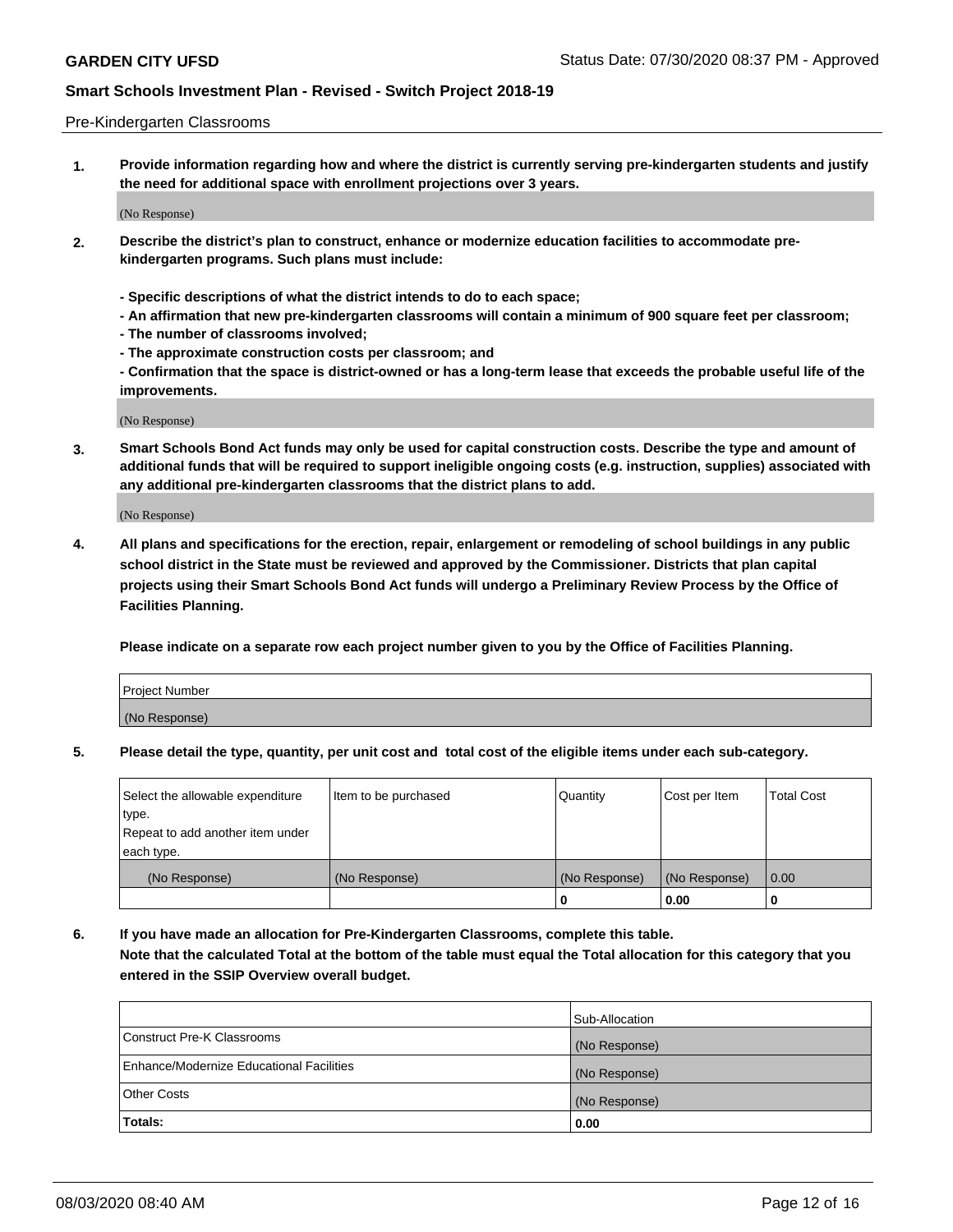Pre-Kindergarten Classrooms

**1. Provide information regarding how and where the district is currently serving pre-kindergarten students and justify the need for additional space with enrollment projections over 3 years.**

(No Response)

**2. Describe the district's plan to construct, enhance or modernize education facilities to accommodate pre-kindergarten programs. Such plans must include:**

**- Specific descriptions of what the district intends to do to each space;**
**- An affirmation that new pre-kindergarten classrooms will contain a minimum of 900 square feet per classroom;**
**- The number of classrooms involved;**
**- The approximate construction costs per classroom; and**
**- Confirmation that the space is district-owned or has a long-term lease that exceeds the probable useful life of the improvements.**

(No Response)

**3. Smart Schools Bond Act funds may only be used for capital construction costs. Describe the type and amount of additional funds that will be required to support ineligible ongoing costs (e.g. instruction, supplies) associated with any additional pre-kindergarten classrooms that the district plans to add.**

(No Response)

**4. All plans and specifications for the erection, repair, enlargement or remodeling of school buildings in any public school district in the State must be reviewed and approved by the Commissioner. Districts that plan capital projects using their Smart Schools Bond Act funds will undergo a Preliminary Review Process by the Office of Facilities Planning.**

**Please indicate on a separate row each project number given to you by the Office of Facilities Planning.**

| Project Number |
|---|
| (No Response) |

**5. Please detail the type, quantity, per unit cost and total cost of the eligible items under each sub-category.**

| Select the allowable expenditure type. Repeat to add another item under each type. | Item to be purchased | Quantity | Cost per Item | Total Cost |
|---|---|---|---|---|
| (No Response) | (No Response) | (No Response) | (No Response) | 0.00 |
| | | 0 | 0.00 | 0 |

**6. If you have made an allocation for Pre-Kindergarten Classrooms, complete this table.**
**Note that the calculated Total at the bottom of the table must equal the Total allocation for this category that you entered in the SSIP Overview overall budget.**

| | Sub-Allocation |
|---|---|
| Construct Pre-K Classrooms | (No Response) |
| Enhance/Modernize Educational Facilities | (No Response) |
| Other Costs | (No Response) |
| **Totals:** | **0.00** |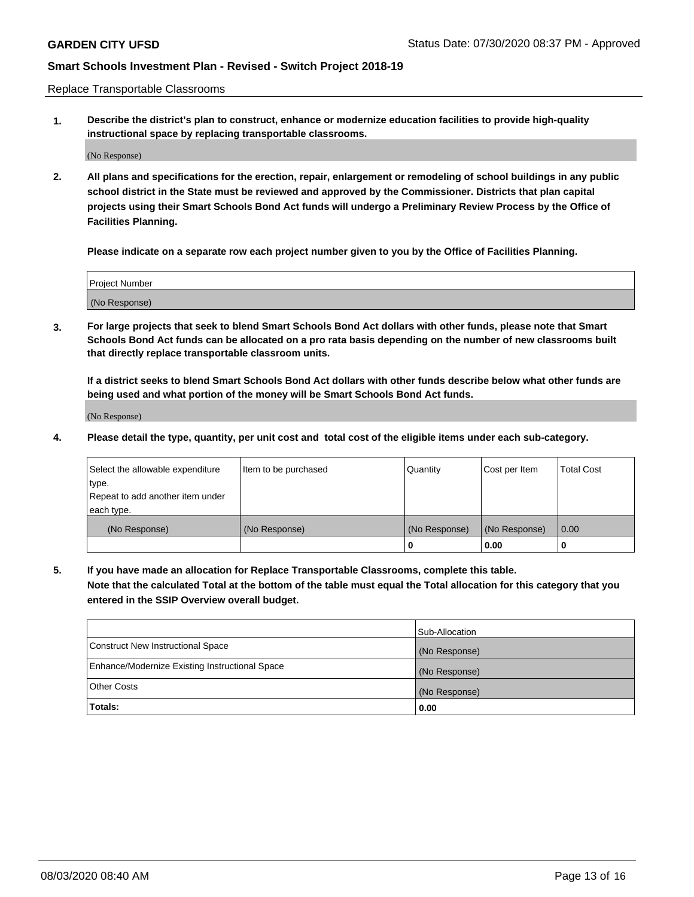Replace Transportable Classrooms

**1. Describe the district's plan to construct, enhance or modernize education facilities to provide high-quality instructional space by replacing transportable classrooms.**

(No Response)

**2. All plans and specifications for the erection, repair, enlargement or remodeling of school buildings in any public school district in the State must be reviewed and approved by the Commissioner. Districts that plan capital projects using their Smart Schools Bond Act funds will undergo a Preliminary Review Process by the Office of Facilities Planning.**

**Please indicate on a separate row each project number given to you by the Office of Facilities Planning.**

| Project Number |
|---|
| (No Response) |

**3. For large projects that seek to blend Smart Schools Bond Act dollars with other funds, please note that Smart Schools Bond Act funds can be allocated on a pro rata basis depending on the number of new classrooms built that directly replace transportable classroom units.**

**If a district seeks to blend Smart Schools Bond Act dollars with other funds describe below what other funds are being used and what portion of the money will be Smart Schools Bond Act funds.**

(No Response)

**4. Please detail the type, quantity, per unit cost and total cost of the eligible items under each sub-category.**

| Select the allowable expenditure type. Repeat to add another item under each type. | Item to be purchased | Quantity | Cost per Item | Total Cost |
|---|---|---|---|---|
| (No Response) | (No Response) | (No Response) | (No Response) | 0.00 |
| | | **0** | **0.00** | **0** |

**5. If you have made an allocation for Replace Transportable Classrooms, complete this table. Note that the calculated Total at the bottom of the table must equal the Total allocation for this category that you entered in the SSIP Overview overall budget.**

| | Sub-Allocation |
|---|---|
| Construct New Instructional Space | (No Response) |
| Enhance/Modernize Existing Instructional Space | (No Response) |
| Other Costs | (No Response) |
| **Totals:** | **0.00** |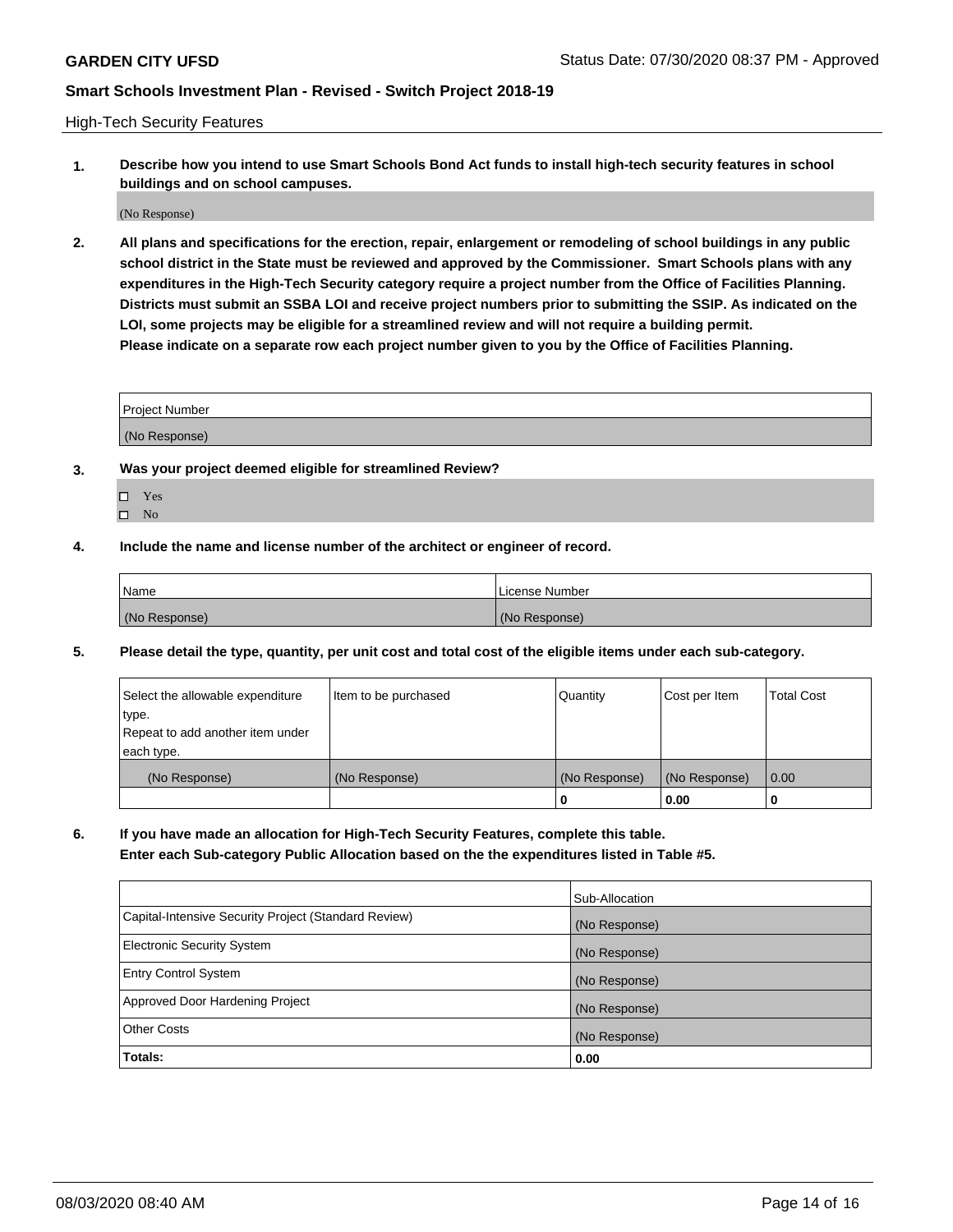High-Tech Security Features

**1. Describe how you intend to use Smart Schools Bond Act funds to install high-tech security features in school buildings and on school campuses.**

(No Response)

**2. All plans and specifications for the erection, repair, enlargement or remodeling of school buildings in any public school district in the State must be reviewed and approved by the Commissioner. Smart Schools plans with any expenditures in the High-Tech Security category require a project number from the Office of Facilities Planning. Districts must submit an SSBA LOI and receive project numbers prior to submitting the SSIP. As indicated on the LOI, some projects may be eligible for a streamlined review and will not require a building permit.**
**Please indicate on a separate row each project number given to you by the Office of Facilities Planning.**

| Project Number |
|---|
| (No Response) |

**3. Was your project deemed eligible for streamlined Review?**

- ☐ Yes
- ☐ No

**4. Include the name and license number of the architect or engineer of record.**

| Name | License Number |
|---|---|
| (No Response) | (No Response) |

**5. Please detail the type, quantity, per unit cost and total cost of the eligible items under each sub-category.**

| Select the allowable expenditure type. Repeat to add another item under each type. | Item to be purchased | Quantity | Cost per Item | Total Cost |
|---|---|---|---|---|
| (No Response) | (No Response) | (No Response) | (No Response) | 0.00 |
| | | 0 | 0.00 | 0 |

**6. If you have made an allocation for High-Tech Security Features, complete this table. Enter each Sub-category Public Allocation based on the the expenditures listed in Table #5.**

| | Sub-Allocation |
|---|---|
| Capital-Intensive Security Project (Standard Review) | (No Response) |
| Electronic Security System | (No Response) |
| Entry Control System | (No Response) |
| Approved Door Hardening Project | (No Response) |
| Other Costs | (No Response) |
| **Totals:** | **0.00** |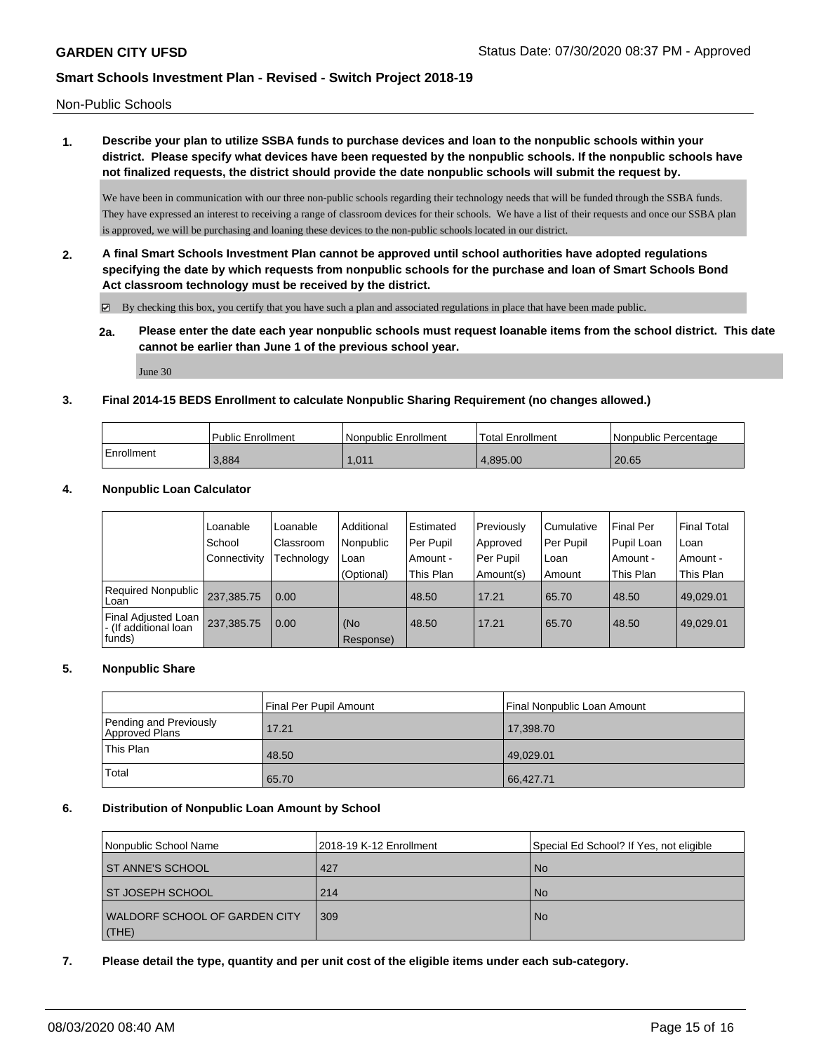Non-Public Schools

**1. Describe your plan to utilize SSBA funds to purchase devices and loan to the nonpublic schools within your district. Please specify what devices have been requested by the nonpublic schools. If the nonpublic schools have not finalized requests, the district should provide the date nonpublic schools will submit the request by.**

We have been in communication with our three non-public schools regarding their technology needs that will be funded through the SSBA funds. They have expressed an interest to receiving a range of classroom devices for their schools. We have a list of their requests and once our SSBA plan is approved, we will be purchasing and loaning these devices to the non-public schools located in our district.

**2. A final Smart Schools Investment Plan cannot be approved until school authorities have adopted regulations specifying the date by which requests from nonpublic schools for the purchase and loan of Smart Schools Bond Act classroom technology must be received by the district.**

☑ By checking this box, you certify that you have such a plan and associated regulations in place that have been made public.

**2a. Please enter the date each year nonpublic schools must request loanable items from the school district. This date cannot be earlier than June 1 of the previous school year.**

June 30

**3. Final 2014-15 BEDS Enrollment to calculate Nonpublic Sharing Requirement (no changes allowed.)**

| | Public Enrollment | Nonpublic Enrollment | Total Enrollment | Nonpublic Percentage |
|---|---|---|---|---|
| Enrollment | 3,884 | 1,011 | 4,895.00 | 20.65 |

**4. Nonpublic Loan Calculator**

| | Loanable School Connectivity | Loanable Classroom Technology | Additional Nonpublic Loan (Optional) | Estimated Per Pupil Amount - This Plan | Previously Approved Per Pupil Amount(s) | Cumulative Per Pupil Loan Amount | Final Per Pupil Loan Amount - This Plan | Final Total Loan Amount - This Plan |
|---|---|---|---|---|---|---|---|---|
| Required Nonpublic Loan | 237,385.75 | 0.00 | | 48.50 | 17.21 | 65.70 | 48.50 | 49,029.01 |
| Final Adjusted Loan - (If additional loan funds) | 237,385.75 | 0.00 | (No Response) | 48.50 | 17.21 | 65.70 | 48.50 | 49,029.01 |

**5. Nonpublic Share**

| | Final Per Pupil Amount | Final Nonpublic Loan Amount |
|---|---|---|
| Pending and Previously Approved Plans | 17.21 | 17,398.70 |
| This Plan | 48.50 | 49,029.01 |
| Total | 65.70 | 66,427.71 |

**6. Distribution of Nonpublic Loan Amount by School**

| Nonpublic School Name | 2018-19 K-12 Enrollment | Special Ed School? If Yes, not eligible |
|---|---|---|
| ST ANNE'S SCHOOL | 427 | No |
| ST JOSEPH SCHOOL | 214 | No |
| WALDORF SCHOOL OF GARDEN CITY (THE) | 309 | No |

**7. Please detail the type, quantity and per unit cost of the eligible items under each sub-category.**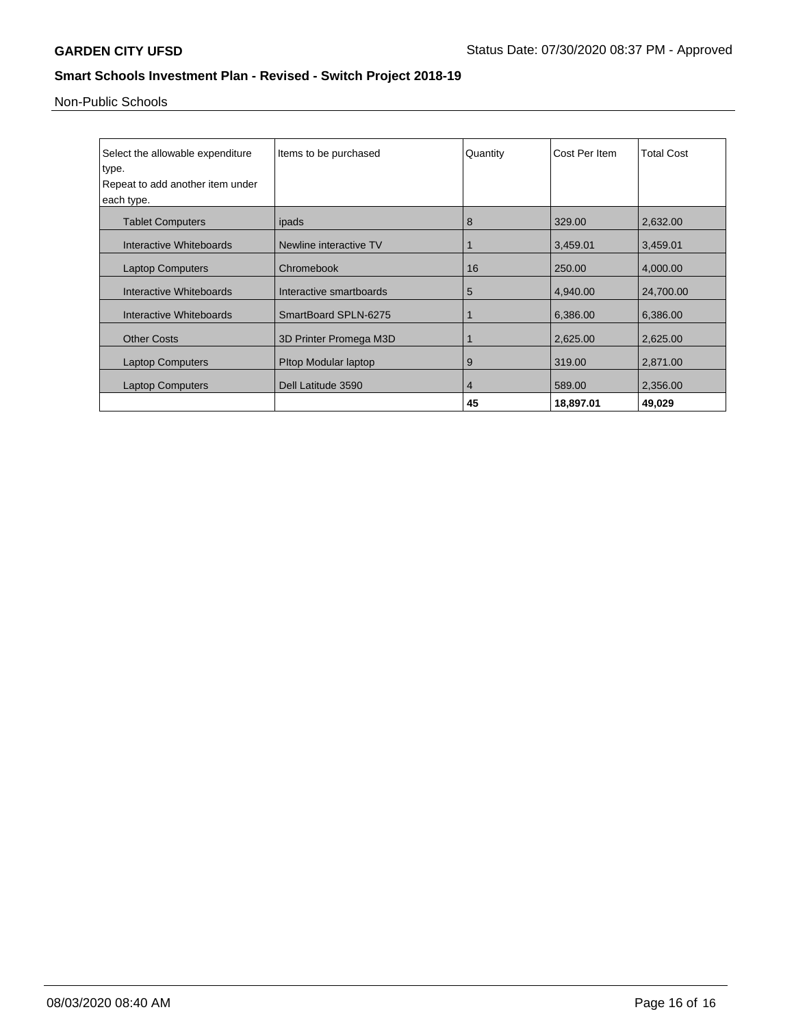Non-Public Schools

| Select the allowable expenditure type. Repeat to add another item under each type. | Items to be purchased | Quantity | Cost Per Item | Total Cost |
|---|---|---|---|---|
| Tablet Computers | ipads | 8 | 329.00 | 2,632.00 |
| Interactive Whiteboards | Newline interactive TV | 1 | 3,459.01 | 3,459.01 |
| Laptop Computers | Chromebook | 16 | 250.00 | 4,000.00 |
| Interactive Whiteboards | Interactive smartboards | 5 | 4,940.00 | 24,700.00 |
| Interactive Whiteboards | SmartBoard SPLN-6275 | 1 | 6,386.00 | 6,386.00 |
| Other Costs | 3D Printer Promega M3D | 1 | 2,625.00 | 2,625.00 |
| Laptop Computers | Pltop Modular laptop | 9 | 319.00 | 2,871.00 |
| Laptop Computers | Dell Latitude 3590 | 4 | 589.00 | 2,356.00 |
| | | **45** | **18,897.01** | **49,029** |